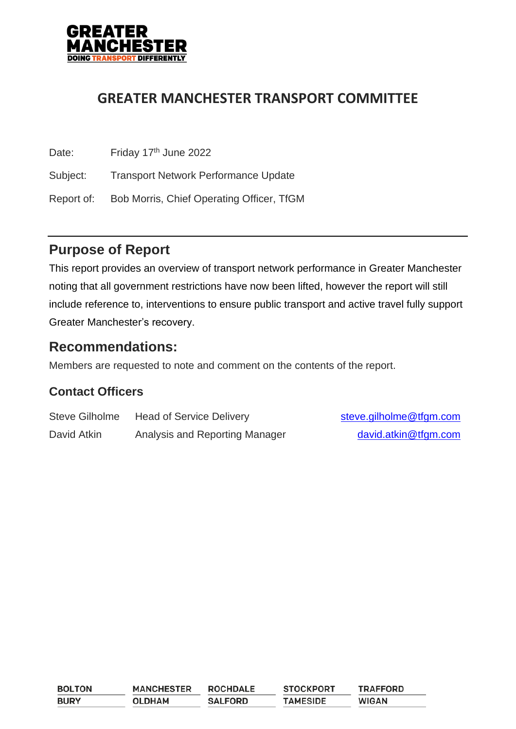GREATER MANCHESTER
DOING TRANSPORT DIFFERENTLY

# GREATER MANCHESTER TRANSPORT COMMITTEE

Date: Friday 17th June 2022

Subject: Transport Network Performance Update

Report of: Bob Morris, Chief Operating Officer, TfGM

## Purpose of Report

This report provides an overview of transport network performance in Greater Manchester noting that all government restrictions have now been lifted, however the report will still include reference to, interventions to ensure public transport and active travel fully support Greater Manchester's recovery.

## Recommendations:

Members are requested to note and comment on the contents of the report.

### Contact Officers

| | | |
|---|---|---|
| Steve Gilholme | Head of Service Delivery | steve.gilholme@tfgm.com |
| David Atkin | Analysis and Reporting Manager | david.atkin@tfgm.com |

| | | | | |
|---|---|---|---|---|
| BOLTON | MANCHESTER | ROCHDALE | STOCKPORT | TRAFFORD |
| BURY | OLDHAM | SALFORD | TAMESIDE | WIGAN |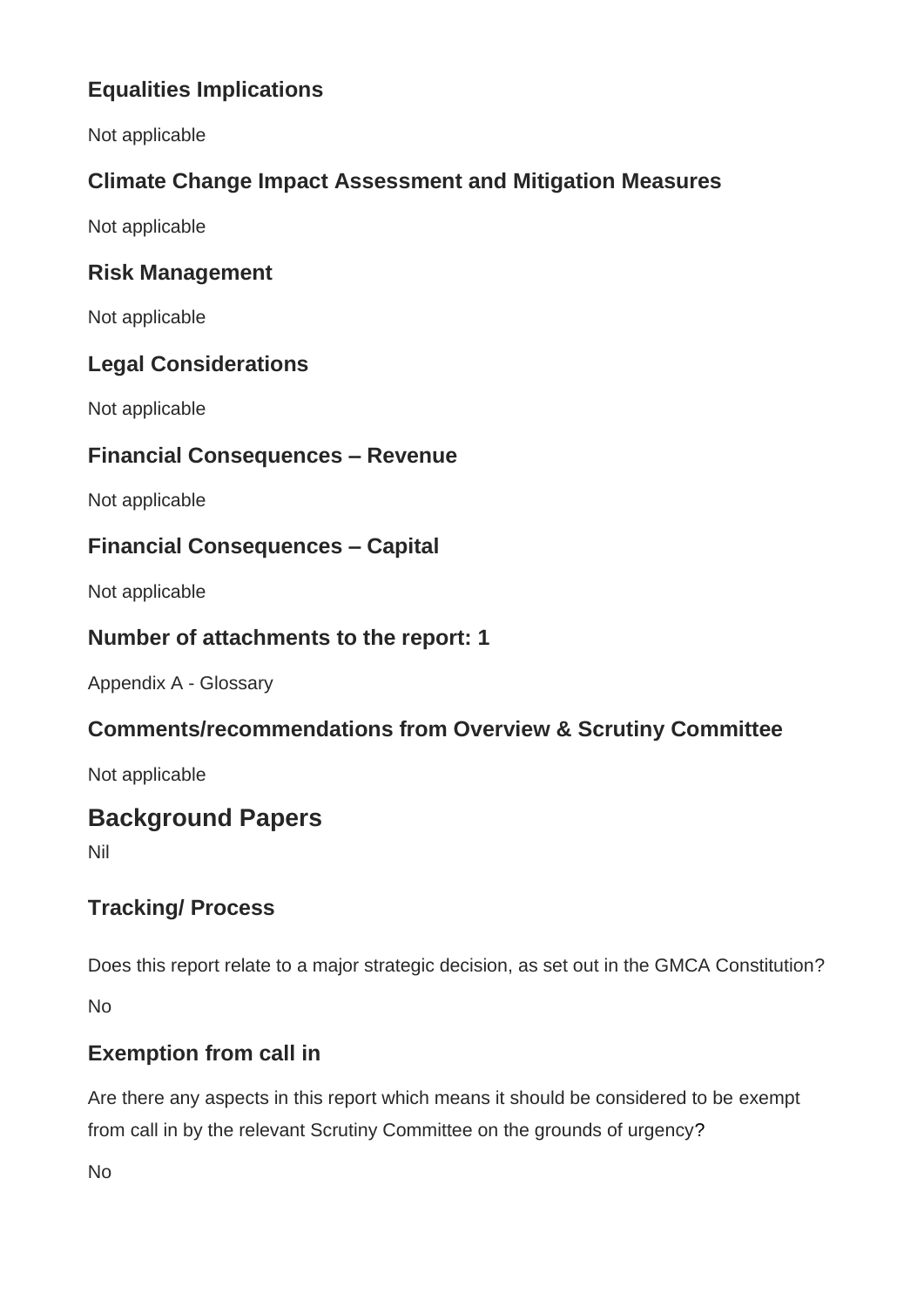### Equalities Implications

Not applicable

### Climate Change Impact Assessment and Mitigation Measures

Not applicable

### Risk Management

Not applicable

### Legal Considerations

Not applicable

### Financial Consequences – Revenue

Not applicable

### Financial Consequences – Capital

Not applicable

### Number of attachments to the report: 1

Appendix A - Glossary

### Comments/recommendations from Overview & Scrutiny Committee

Not applicable

## Background Papers

Nil

### Tracking/ Process

Does this report relate to a major strategic decision, as set out in the GMCA Constitution?

No

### Exemption from call in

Are there any aspects in this report which means it should be considered to be exempt from call in by the relevant Scrutiny Committee on the grounds of urgency?

No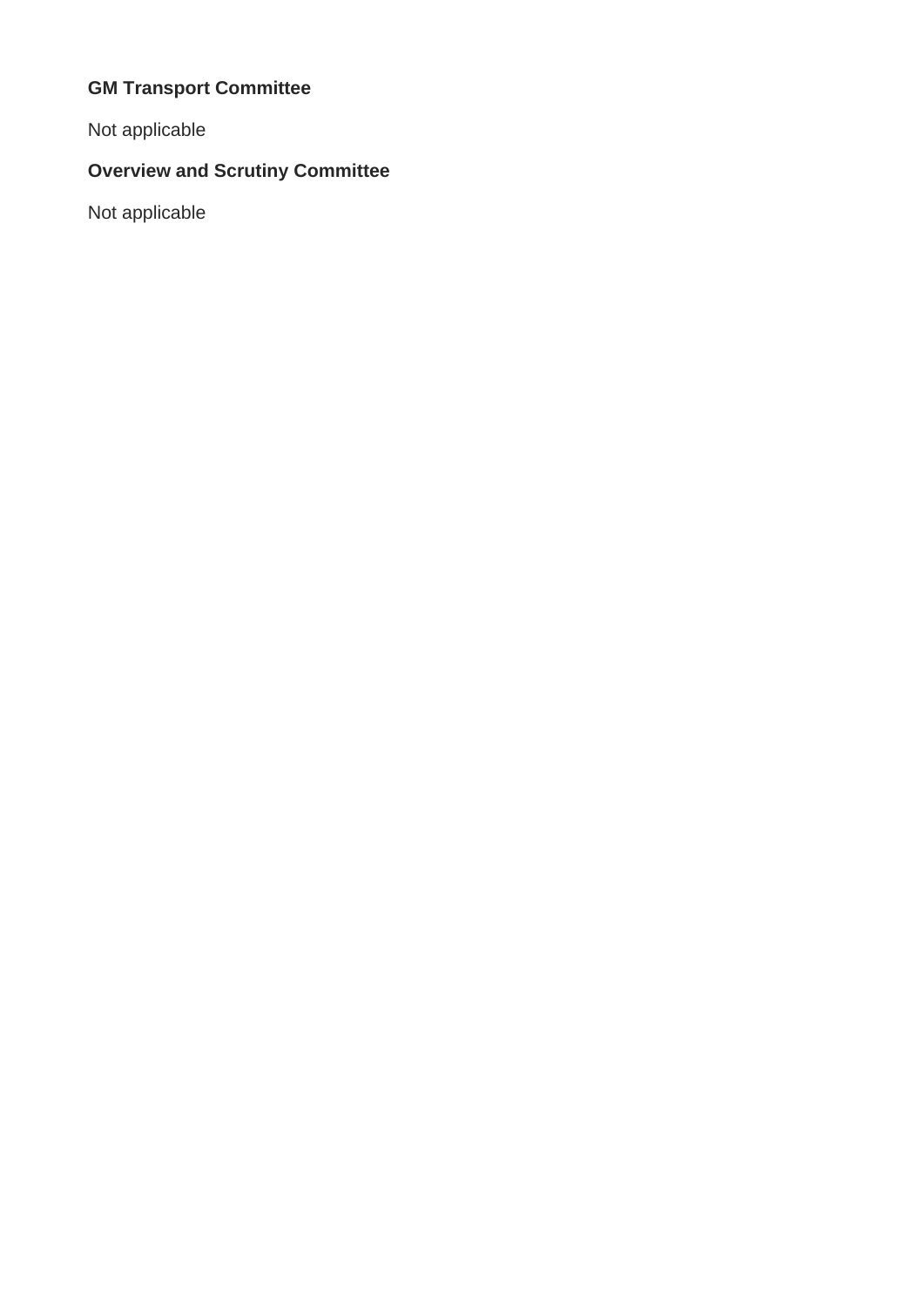**GM Transport Committee**

Not applicable

**Overview and Scrutiny Committee**

Not applicable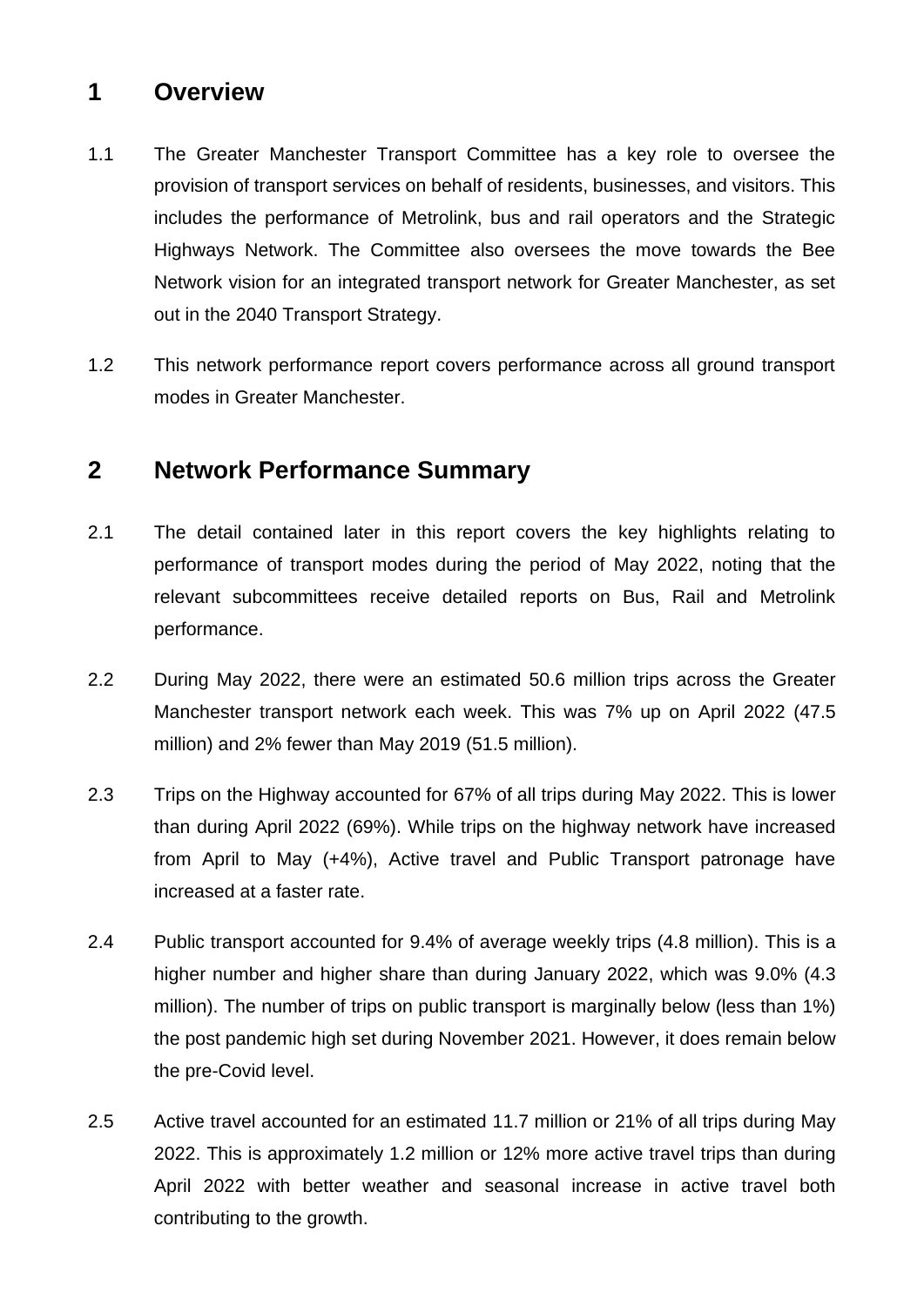## 1 Overview

1.1 The Greater Manchester Transport Committee has a key role to oversee the provision of transport services on behalf of residents, businesses, and visitors. This includes the performance of Metrolink, bus and rail operators and the Strategic Highways Network. The Committee also oversees the move towards the Bee Network vision for an integrated transport network for Greater Manchester, as set out in the 2040 Transport Strategy.

1.2 This network performance report covers performance across all ground transport modes in Greater Manchester.

## 2 Network Performance Summary

2.1 The detail contained later in this report covers the key highlights relating to performance of transport modes during the period of May 2022, noting that the relevant subcommittees receive detailed reports on Bus, Rail and Metrolink performance.

2.2 During May 2022, there were an estimated 50.6 million trips across the Greater Manchester transport network each week. This was 7% up on April 2022 (47.5 million) and 2% fewer than May 2019 (51.5 million).

2.3 Trips on the Highway accounted for 67% of all trips during May 2022. This is lower than during April 2022 (69%). While trips on the highway network have increased from April to May (+4%), Active travel and Public Transport patronage have increased at a faster rate.

2.4 Public transport accounted for 9.4% of average weekly trips (4.8 million). This is a higher number and higher share than during January 2022, which was 9.0% (4.3 million). The number of trips on public transport is marginally below (less than 1%) the post pandemic high set during November 2021. However, it does remain below the pre-Covid level.

2.5 Active travel accounted for an estimated 11.7 million or 21% of all trips during May 2022. This is approximately 1.2 million or 12% more active travel trips than during April 2022 with better weather and seasonal increase in active travel both contributing to the growth.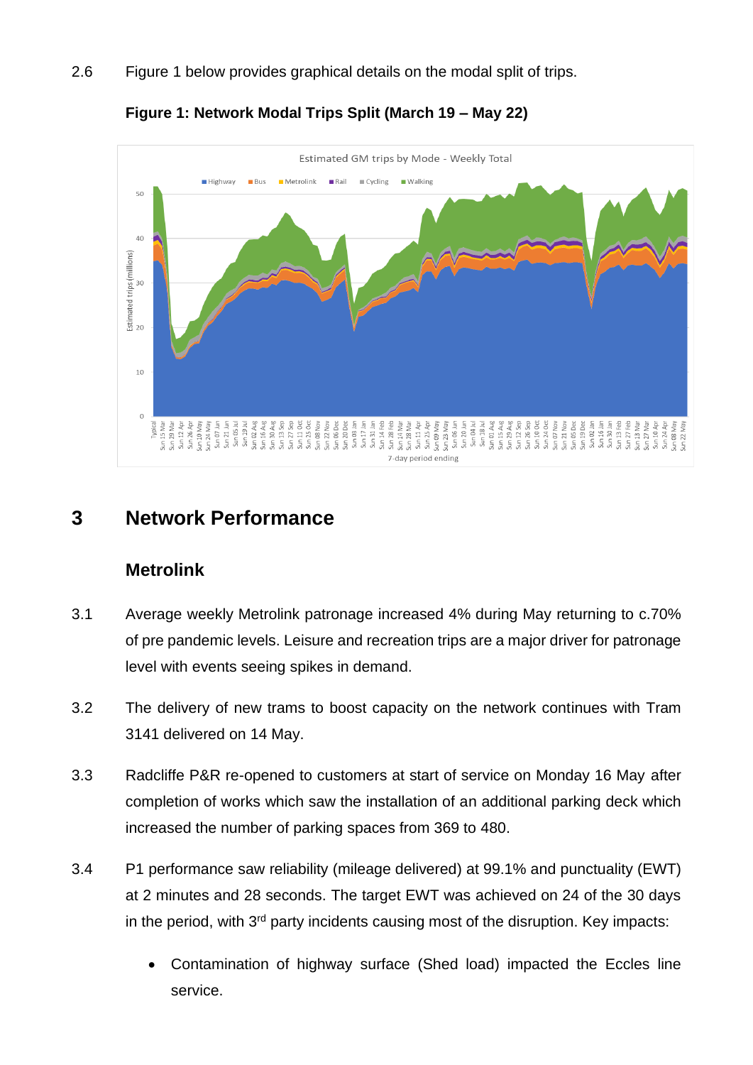2.6 Figure 1 below provides graphical details on the modal split of trips.

**Figure 1: Network Modal Trips Split (March 19 – May 22)**

# 3 Network Performance

## Metrolink

3.1 Average weekly Metrolink patronage increased 4% during May returning to c.70% of pre pandemic levels. Leisure and recreation trips are a major driver for patronage level with events seeing spikes in demand.

3.2 The delivery of new trams to boost capacity on the network continues with Tram 3141 delivered on 14 May.

3.3 Radcliffe P&R re-opened to customers at start of service on Monday 16 May after completion of works which saw the installation of an additional parking deck which increased the number of parking spaces from 369 to 480.

3.4 P1 performance saw reliability (mileage delivered) at 99.1% and punctuality (EWT) at 2 minutes and 28 seconds. The target EWT was achieved on 24 of the 30 days in the period, with 3rd party incidents causing most of the disruption. Key impacts:

- Contamination of highway surface (Shed load) impacted the Eccles line service.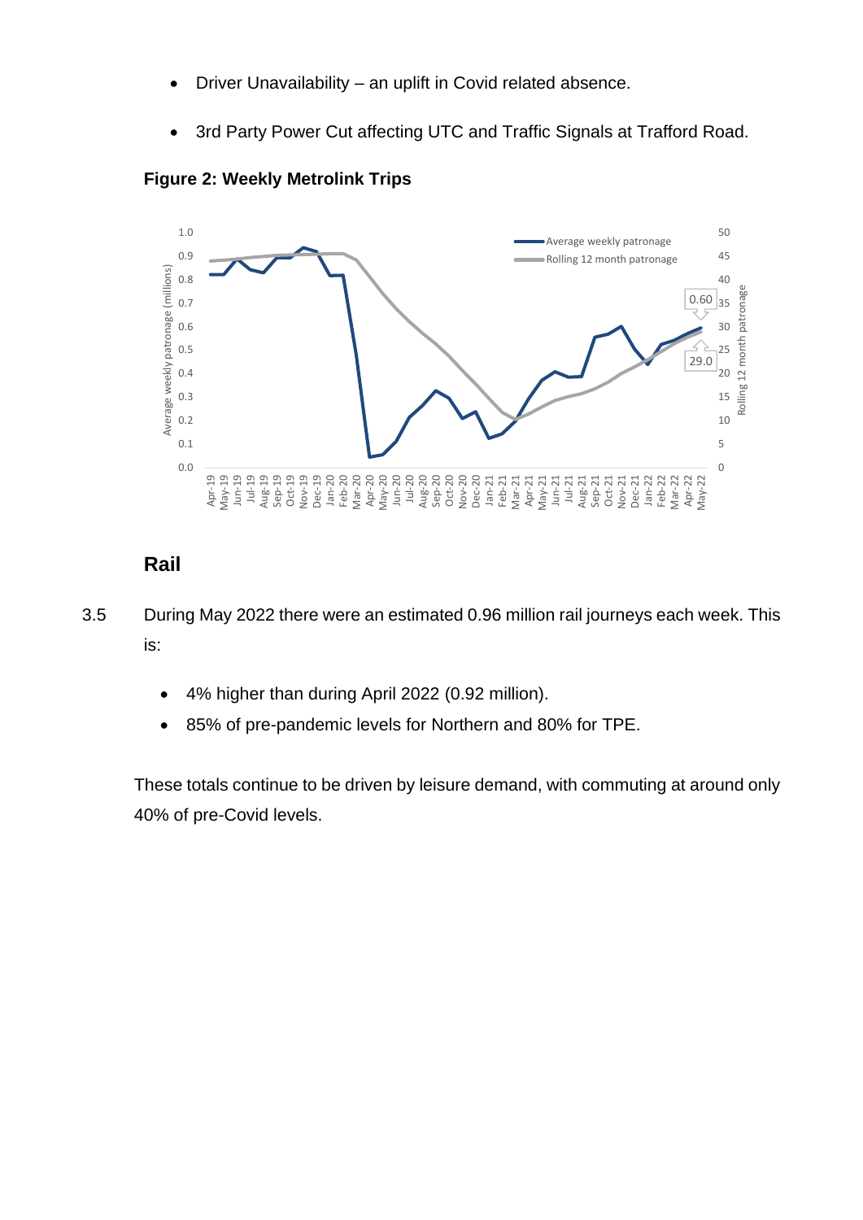- Driver Unavailability – an uplift in Covid related absence.
- 3rd Party Power Cut affecting UTC and Traffic Signals at Trafford Road.

**Figure 2: Weekly Metrolink Trips**

## Rail

3.5 During May 2022 there were an estimated 0.96 million rail journeys each week. This is:

- 4% higher than during April 2022 (0.92 million).
- 85% of pre-pandemic levels for Northern and 80% for TPE.

These totals continue to be driven by leisure demand, with commuting at around only 40% of pre-Covid levels.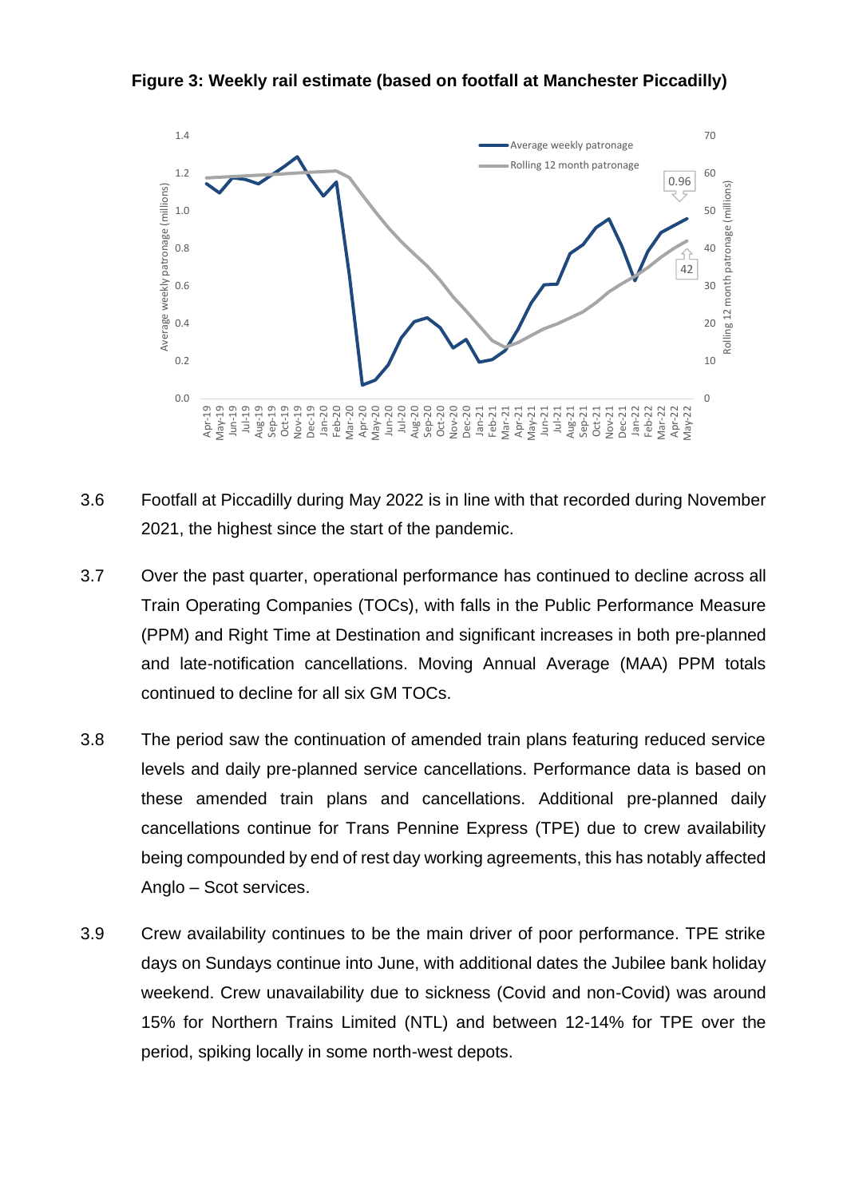**Figure 3: Weekly rail estimate (based on footfall at Manchester Piccadilly)**

3.6 Footfall at Piccadilly during May 2022 is in line with that recorded during November 2021, the highest since the start of the pandemic.

3.7 Over the past quarter, operational performance has continued to decline across all Train Operating Companies (TOCs), with falls in the Public Performance Measure (PPM) and Right Time at Destination and significant increases in both pre-planned and late-notification cancellations. Moving Annual Average (MAA) PPM totals continued to decline for all six GM TOCs.

3.8 The period saw the continuation of amended train plans featuring reduced service levels and daily pre-planned service cancellations. Performance data is based on these amended train plans and cancellations. Additional pre-planned daily cancellations continue for Trans Pennine Express (TPE) due to crew availability being compounded by end of rest day working agreements, this has notably affected Anglo – Scot services.

3.9 Crew availability continues to be the main driver of poor performance. TPE strike days on Sundays continue into June, with additional dates the Jubilee bank holiday weekend. Crew unavailability due to sickness (Covid and non-Covid) was around 15% for Northern Trains Limited (NTL) and between 12-14% for TPE over the period, spiking locally in some north-west depots.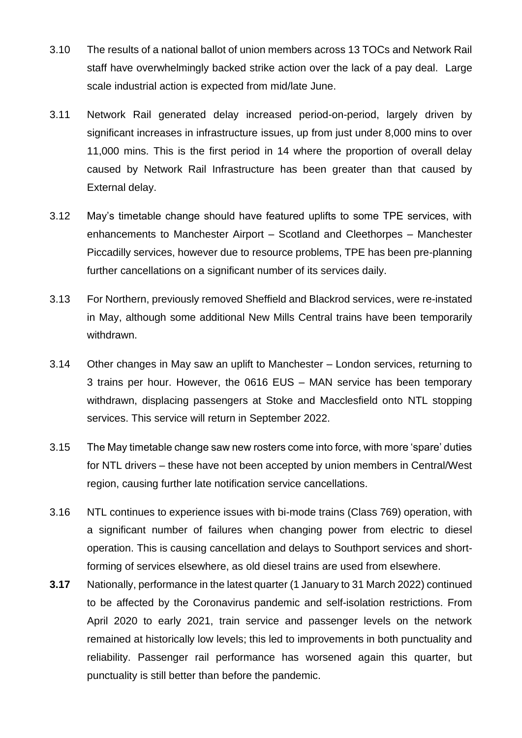3.10 The results of a national ballot of union members across 13 TOCs and Network Rail staff have overwhelmingly backed strike action over the lack of a pay deal. Large scale industrial action is expected from mid/late June.

3.11 Network Rail generated delay increased period-on-period, largely driven by significant increases in infrastructure issues, up from just under 8,000 mins to over 11,000 mins. This is the first period in 14 where the proportion of overall delay caused by Network Rail Infrastructure has been greater than that caused by External delay.

3.12 May's timetable change should have featured uplifts to some TPE services, with enhancements to Manchester Airport – Scotland and Cleethorpes – Manchester Piccadilly services, however due to resource problems, TPE has been pre-planning further cancellations on a significant number of its services daily.

3.13 For Northern, previously removed Sheffield and Blackrod services, were re-instated in May, although some additional New Mills Central trains have been temporarily withdrawn.

3.14 Other changes in May saw an uplift to Manchester – London services, returning to 3 trains per hour. However, the 0616 EUS – MAN service has been temporary withdrawn, displacing passengers at Stoke and Macclesfield onto NTL stopping services. This service will return in September 2022.

3.15 The May timetable change saw new rosters come into force, with more 'spare' duties for NTL drivers – these have not been accepted by union members in Central/West region, causing further late notification service cancellations.

3.16 NTL continues to experience issues with bi-mode trains (Class 769) operation, with a significant number of failures when changing power from electric to diesel operation. This is causing cancellation and delays to Southport services and short-forming of services elsewhere, as old diesel trains are used from elsewhere.

**3.17** Nationally, performance in the latest quarter (1 January to 31 March 2022) continued to be affected by the Coronavirus pandemic and self-isolation restrictions. From April 2020 to early 2021, train service and passenger levels on the network remained at historically low levels; this led to improvements in both punctuality and reliability. Passenger rail performance has worsened again this quarter, but punctuality is still better than before the pandemic.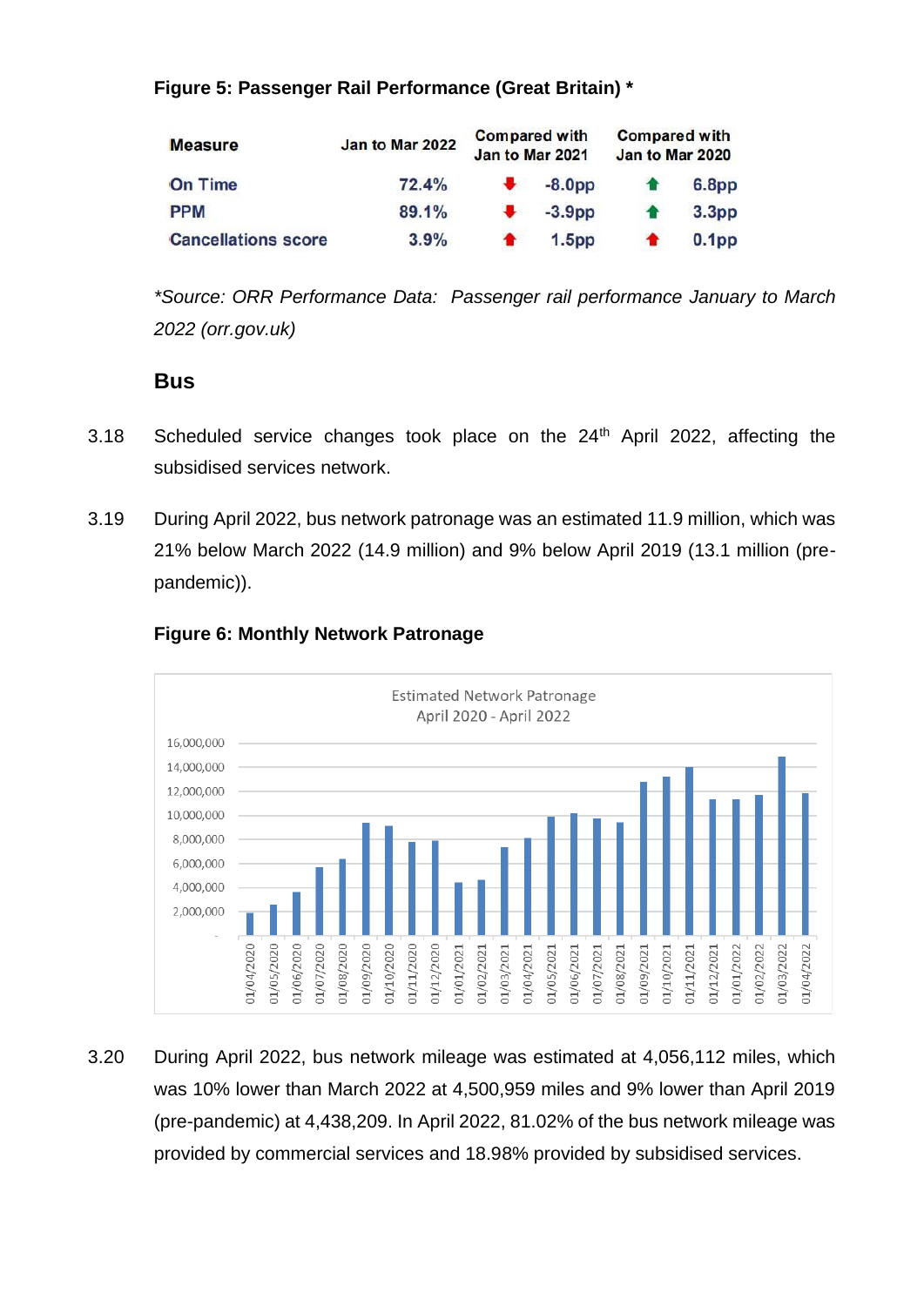**Figure 5: Passenger Rail Performance (Great Britain) ***

| Measure | Jan to Mar 2022 | Compared with Jan to Mar 2021 | Compared with Jan to Mar 2020 |
|---|---|---|---|
| On Time | 72.4% | ⬇ -8.0pp | ⬆ 6.8pp |
| PPM | 89.1% | ⬇ -3.9pp | ⬆ 3.3pp |
| Cancellations score | 3.9% | ⬆ 1.5pp | ⬆ 0.1pp |

**Source: ORR Performance Data: Passenger rail performance January to March 2022 (orr.gov.uk)*

### Bus

3.18 Scheduled service changes took place on the 24th April 2022, affecting the subsidised services network.

3.19 During April 2022, bus network patronage was an estimated 11.9 million, which was 21% below March 2022 (14.9 million) and 9% below April 2019 (13.1 million (pre-pandemic)).

**Figure 6: Monthly Network Patronage**

3.20 During April 2022, bus network mileage was estimated at 4,056,112 miles, which was 10% lower than March 2022 at 4,500,959 miles and 9% lower than April 2019 (pre-pandemic) at 4,438,209. In April 2022, 81.02% of the bus network mileage was provided by commercial services and 18.98% provided by subsidised services.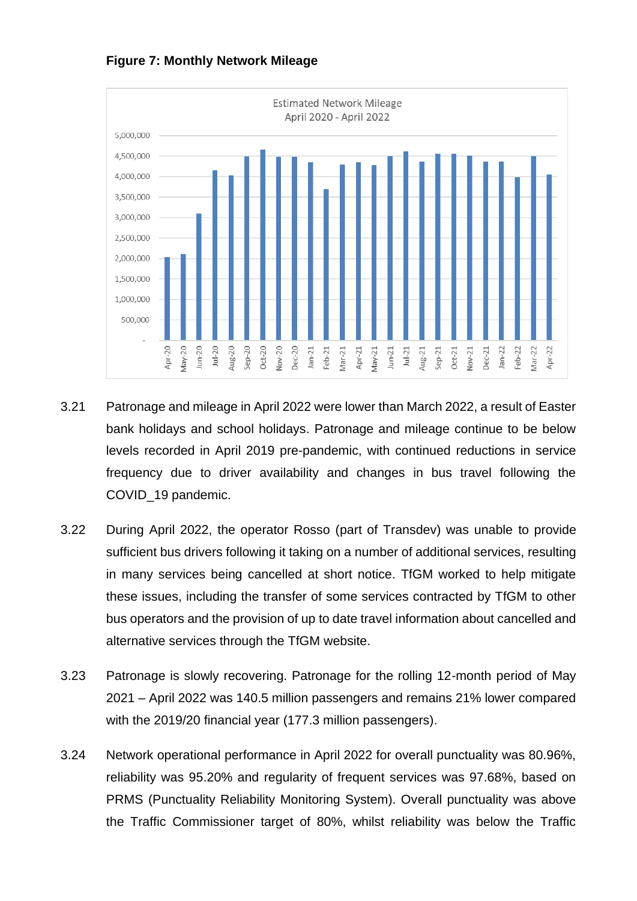**Figure 7: Monthly Network Mileage**

3.21 Patronage and mileage in April 2022 were lower than March 2022, a result of Easter bank holidays and school holidays. Patronage and mileage continue to be below levels recorded in April 2019 pre-pandemic, with continued reductions in service frequency due to driver availability and changes in bus travel following the COVID_19 pandemic.

3.22 During April 2022, the operator Rosso (part of Transdev) was unable to provide sufficient bus drivers following it taking on a number of additional services, resulting in many services being cancelled at short notice. TfGM worked to help mitigate these issues, including the transfer of some services contracted by TfGM to other bus operators and the provision of up to date travel information about cancelled and alternative services through the TfGM website.

3.23 Patronage is slowly recovering. Patronage for the rolling 12-month period of May 2021 – April 2022 was 140.5 million passengers and remains 21% lower compared with the 2019/20 financial year (177.3 million passengers).

3.24 Network operational performance in April 2022 for overall punctuality was 80.96%, reliability was 95.20% and regularity of frequent services was 97.68%, based on PRMS (Punctuality Reliability Monitoring System). Overall punctuality was above the Traffic Commissioner target of 80%, whilst reliability was below the Traffic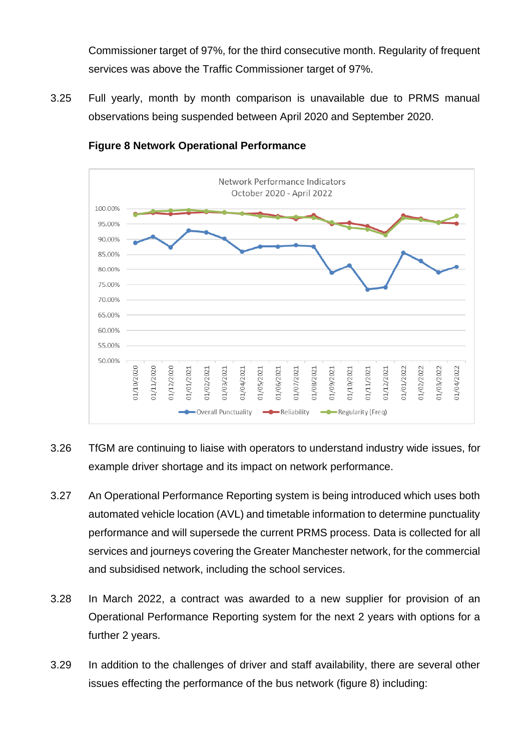Commissioner target of 97%, for the third consecutive month. Regularity of frequent services was above the Traffic Commissioner target of 97%.

3.25 Full yearly, month by month comparison is unavailable due to PRMS manual observations being suspended between April 2020 and September 2020.

**Figure 8 Network Operational Performance**

3.26 TfGM are continuing to liaise with operators to understand industry wide issues, for example driver shortage and its impact on network performance.

3.27 An Operational Performance Reporting system is being introduced which uses both automated vehicle location (AVL) and timetable information to determine punctuality performance and will supersede the current PRMS process. Data is collected for all services and journeys covering the Greater Manchester network, for the commercial and subsidised network, including the school services.

3.28 In March 2022, a contract was awarded to a new supplier for provision of an Operational Performance Reporting system for the next 2 years with options for a further 2 years.

3.29 In addition to the challenges of driver and staff availability, there are several other issues effecting the performance of the bus network (figure 8) including: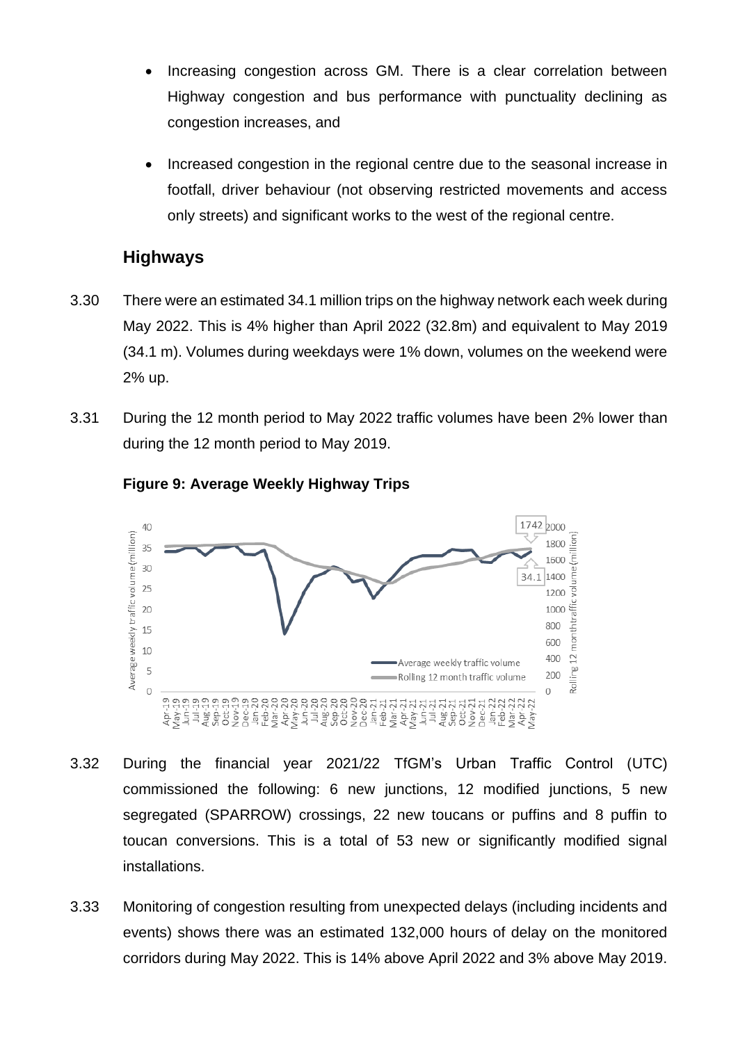- Increasing congestion across GM. There is a clear correlation between Highway congestion and bus performance with punctuality declining as congestion increases, and
- Increased congestion in the regional centre due to the seasonal increase in footfall, driver behaviour (not observing restricted movements and access only streets) and significant works to the west of the regional centre.

## Highways

3.30 There were an estimated 34.1 million trips on the highway network each week during May 2022. This is 4% higher than April 2022 (32.8m) and equivalent to May 2019 (34.1 m). Volumes during weekdays were 1% down, volumes on the weekend were 2% up.

3.31 During the 12 month period to May 2022 traffic volumes have been 2% lower than during the 12 month period to May 2019.

**Figure 9: Average Weekly Highway Trips**

3.32 During the financial year 2021/22 TfGM's Urban Traffic Control (UTC) commissioned the following: 6 new junctions, 12 modified junctions, 5 new segregated (SPARROW) crossings, 22 new toucans or puffins and 8 puffin to toucan conversions. This is a total of 53 new or significantly modified signal installations.

3.33 Monitoring of congestion resulting from unexpected delays (including incidents and events) shows there was an estimated 132,000 hours of delay on the monitored corridors during May 2022. This is 14% above April 2022 and 3% above May 2019.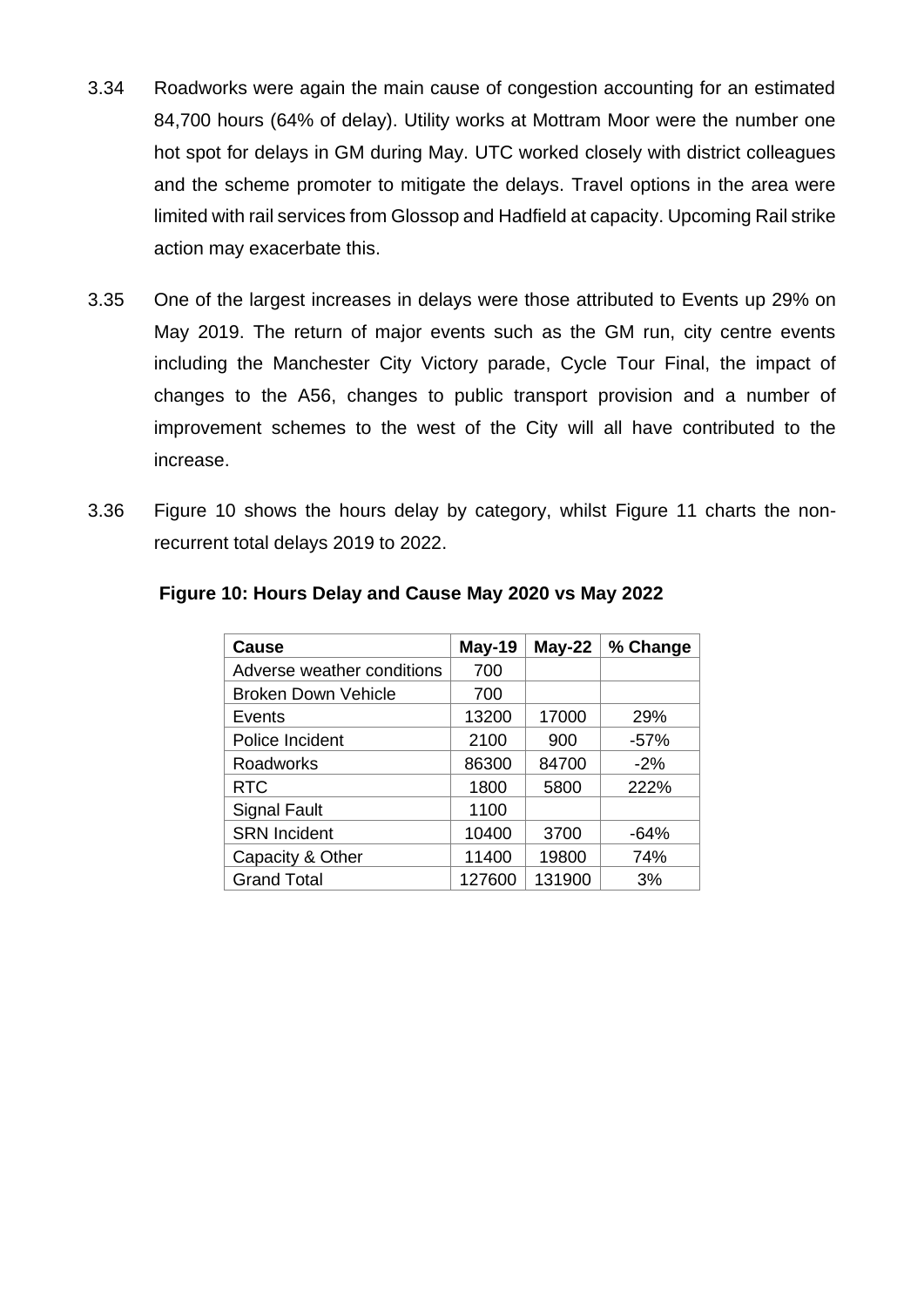3.34 Roadworks were again the main cause of congestion accounting for an estimated 84,700 hours (64% of delay). Utility works at Mottram Moor were the number one hot spot for delays in GM during May. UTC worked closely with district colleagues and the scheme promoter to mitigate the delays. Travel options in the area were limited with rail services from Glossop and Hadfield at capacity. Upcoming Rail strike action may exacerbate this.

3.35 One of the largest increases in delays were those attributed to Events up 29% on May 2019. The return of major events such as the GM run, city centre events including the Manchester City Victory parade, Cycle Tour Final, the impact of changes to the A56, changes to public transport provision and a number of improvement schemes to the west of the City will all have contributed to the increase.

3.36 Figure 10 shows the hours delay by category, whilst Figure 11 charts the non-recurrent total delays 2019 to 2022.

**Figure 10: Hours Delay and Cause May 2020 vs May 2022**

| Cause | May-19 | May-22 | % Change |
|---|---|---|---|
| Adverse weather conditions | 700 | | |
| Broken Down Vehicle | 700 | | |
| Events | 13200 | 17000 | 29% |
| Police Incident | 2100 | 900 | -57% |
| Roadworks | 86300 | 84700 | -2% |
| RTC | 1800 | 5800 | 222% |
| Signal Fault | 1100 | | |
| SRN Incident | 10400 | 3700 | -64% |
| Capacity & Other | 11400 | 19800 | 74% |
| Grand Total | 127600 | 131900 | 3% |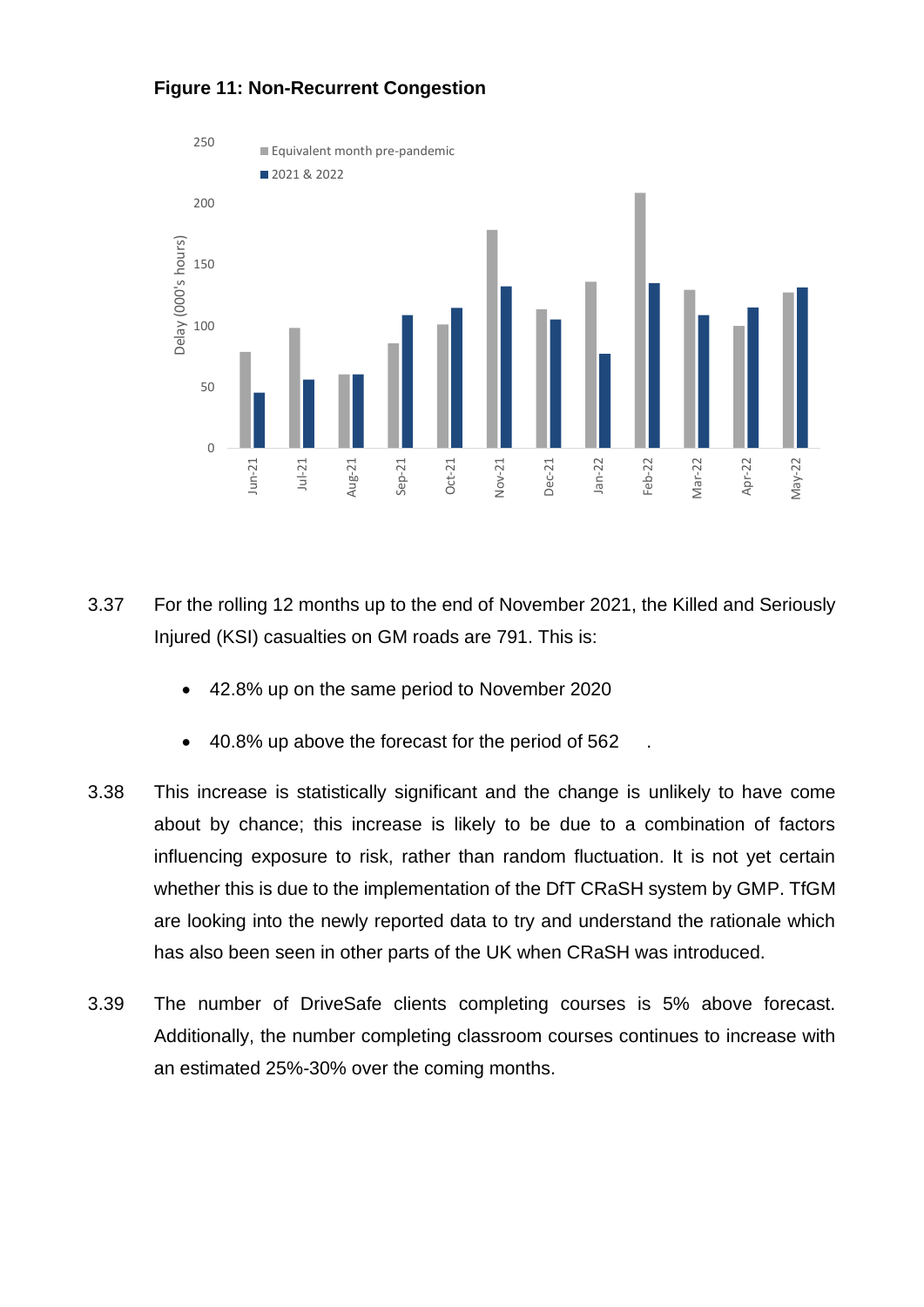**Figure 11: Non-Recurrent Congestion**

3.37 For the rolling 12 months up to the end of November 2021, the Killed and Seriously Injured (KSI) casualties on GM roads are 791. This is:

- 42.8% up on the same period to November 2020
- 40.8% up above the forecast for the period of 562 .

3.38 This increase is statistically significant and the change is unlikely to have come about by chance; this increase is likely to be due to a combination of factors influencing exposure to risk, rather than random fluctuation. It is not yet certain whether this is due to the implementation of the DfT CRaSH system by GMP. TfGM are looking into the newly reported data to try and understand the rationale which has also been seen in other parts of the UK when CRaSH was introduced.

3.39 The number of DriveSafe clients completing courses is 5% above forecast. Additionally, the number completing classroom courses continues to increase with an estimated 25%-30% over the coming months.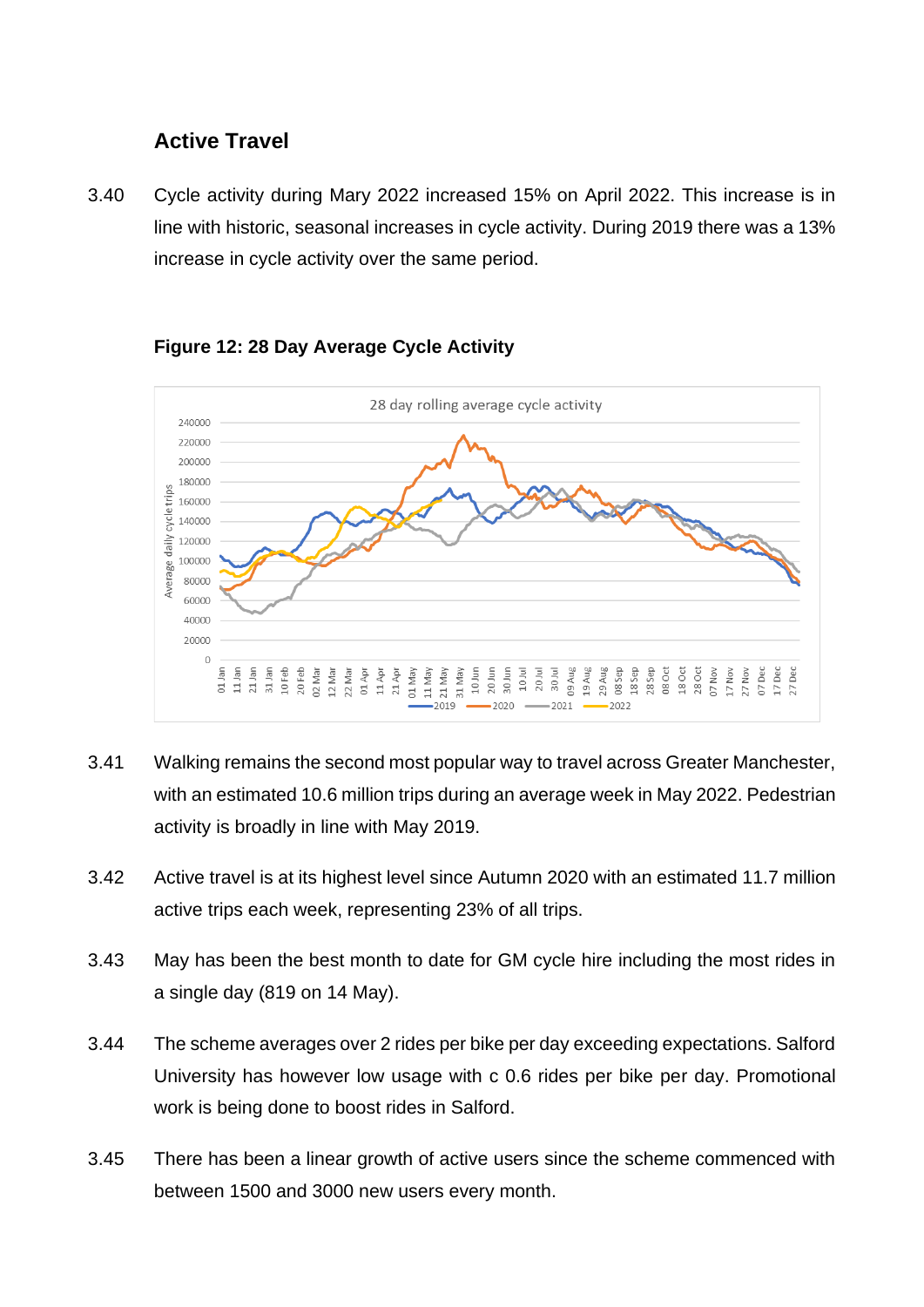## Active Travel

3.40 Cycle activity during Mary 2022 increased 15% on April 2022. This increase is in line with historic, seasonal increases in cycle activity. During 2019 there was a 13% increase in cycle activity over the same period.

**Figure 12: 28 Day Average Cycle Activity**

3.41 Walking remains the second most popular way to travel across Greater Manchester, with an estimated 10.6 million trips during an average week in May 2022. Pedestrian activity is broadly in line with May 2019.

3.42 Active travel is at its highest level since Autumn 2020 with an estimated 11.7 million active trips each week, representing 23% of all trips.

3.43 May has been the best month to date for GM cycle hire including the most rides in a single day (819 on 14 May).

3.44 The scheme averages over 2 rides per bike per day exceeding expectations. Salford University has however low usage with c 0.6 rides per bike per day. Promotional work is being done to boost rides in Salford.

3.45 There has been a linear growth of active users since the scheme commenced with between 1500 and 3000 new users every month.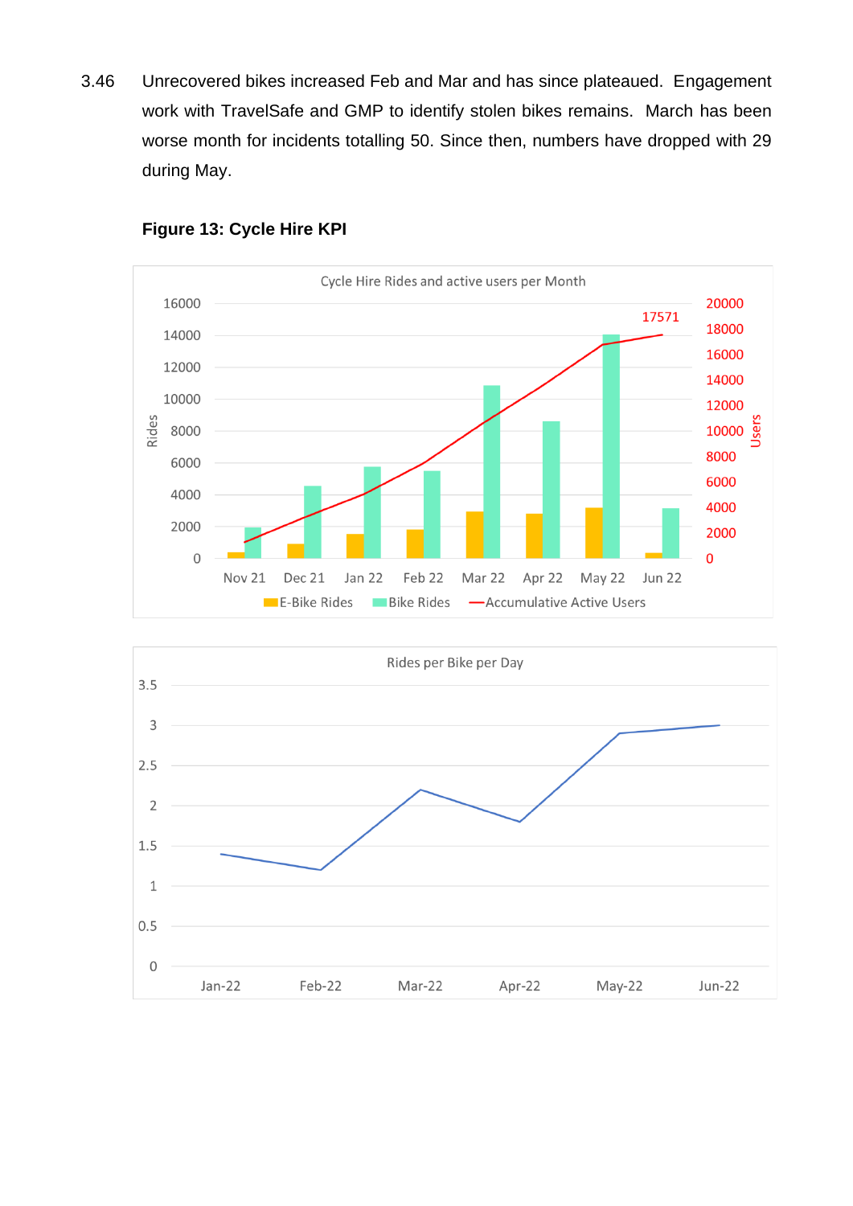3.46 Unrecovered bikes increased Feb and Mar and has since plateaued. Engagement work with TravelSafe and GMP to identify stolen bikes remains. March has been worse month for incidents totalling 50. Since then, numbers have dropped with 29 during May.

**Figure 13: Cycle Hire KPI**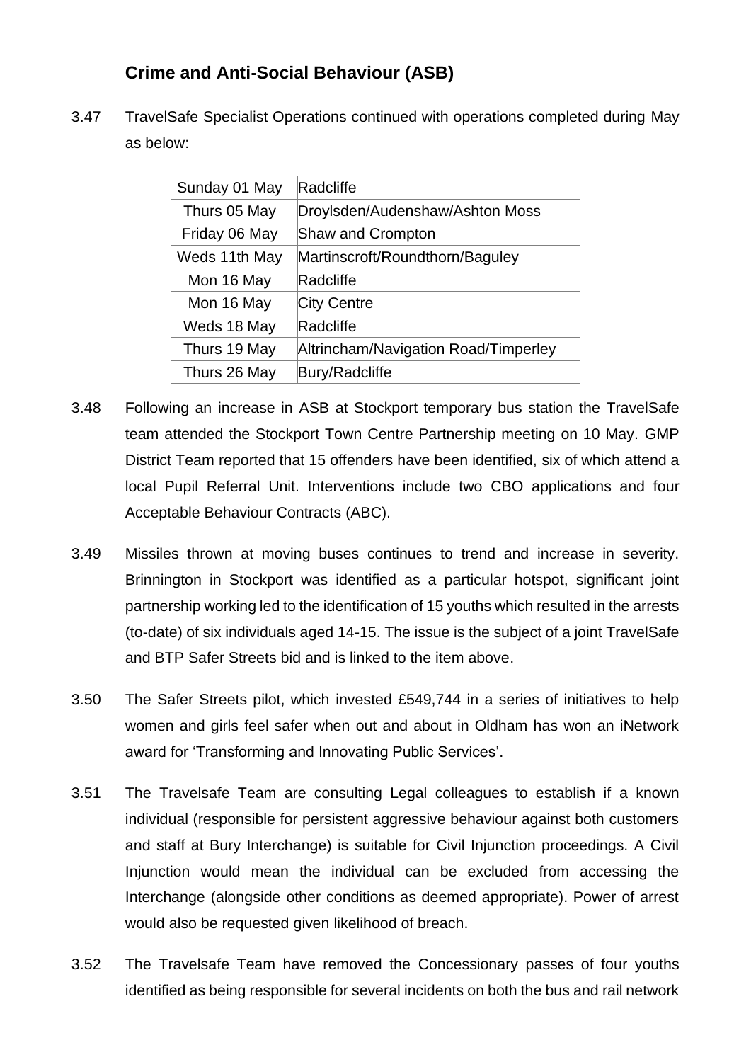## Crime and Anti-Social Behaviour (ASB)

3.47 TravelSafe Specialist Operations continued with operations completed during May as below:

| | |
|---|---|
| Sunday 01 May | Radcliffe |
| Thurs 05 May | Droylsden/Audenshaw/Ashton Moss |
| Friday 06 May | Shaw and Crompton |
| Weds 11th May | Martinscroft/Roundthorn/Baguley |
| Mon 16 May | Radcliffe |
| Mon 16 May | City Centre |
| Weds 18 May | Radcliffe |
| Thurs 19 May | Altrincham/Navigation Road/Timperley |
| Thurs 26 May | Bury/Radcliffe |

3.48 Following an increase in ASB at Stockport temporary bus station the TravelSafe team attended the Stockport Town Centre Partnership meeting on 10 May. GMP District Team reported that 15 offenders have been identified, six of which attend a local Pupil Referral Unit. Interventions include two CBO applications and four Acceptable Behaviour Contracts (ABC).

3.49 Missiles thrown at moving buses continues to trend and increase in severity. Brinnington in Stockport was identified as a particular hotspot, significant joint partnership working led to the identification of 15 youths which resulted in the arrests (to-date) of six individuals aged 14-15. The issue is the subject of a joint TravelSafe and BTP Safer Streets bid and is linked to the item above.

3.50 The Safer Streets pilot, which invested £549,744 in a series of initiatives to help women and girls feel safer when out and about in Oldham has won an iNetwork award for 'Transforming and Innovating Public Services'.

3.51 The Travelsafe Team are consulting Legal colleagues to establish if a known individual (responsible for persistent aggressive behaviour against both customers and staff at Bury Interchange) is suitable for Civil Injunction proceedings. A Civil Injunction would mean the individual can be excluded from accessing the Interchange (alongside other conditions as deemed appropriate). Power of arrest would also be requested given likelihood of breach.

3.52 The Travelsafe Team have removed the Concessionary passes of four youths identified as being responsible for several incidents on both the bus and rail network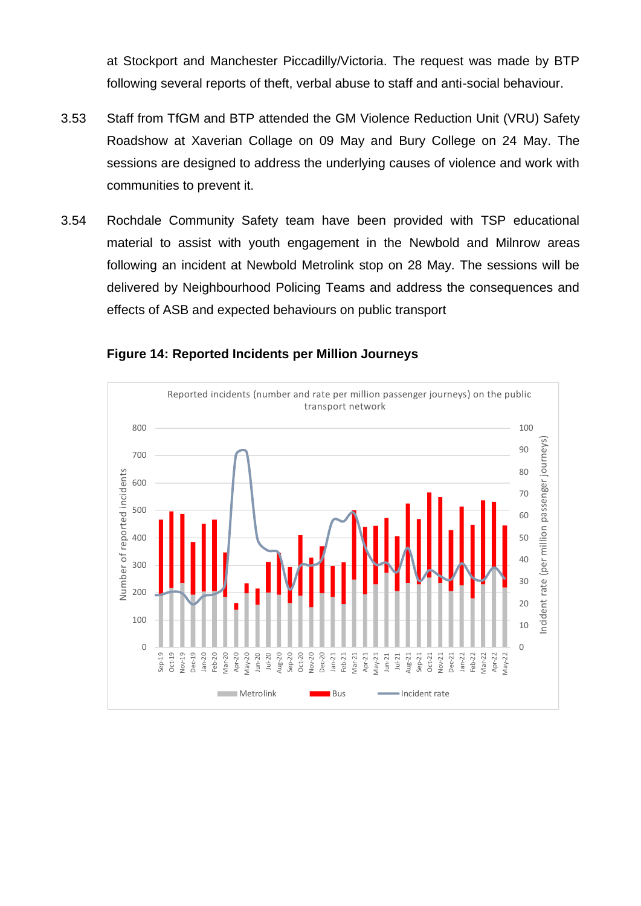at Stockport and Manchester Piccadilly/Victoria. The request was made by BTP following several reports of theft, verbal abuse to staff and anti-social behaviour.

3.53 Staff from TfGM and BTP attended the GM Violence Reduction Unit (VRU) Safety Roadshow at Xaverian Collage on 09 May and Bury College on 24 May. The sessions are designed to address the underlying causes of violence and work with communities to prevent it.

3.54 Rochdale Community Safety team have been provided with TSP educational material to assist with youth engagement in the Newbold and Milnrow areas following an incident at Newbold Metrolink stop on 28 May. The sessions will be delivered by Neighbourhood Policing Teams and address the consequences and effects of ASB and expected behaviours on public transport

**Figure 14: Reported Incidents per Million Journeys**

Reported incidents (number and rate per million passenger journeys) on the public transport network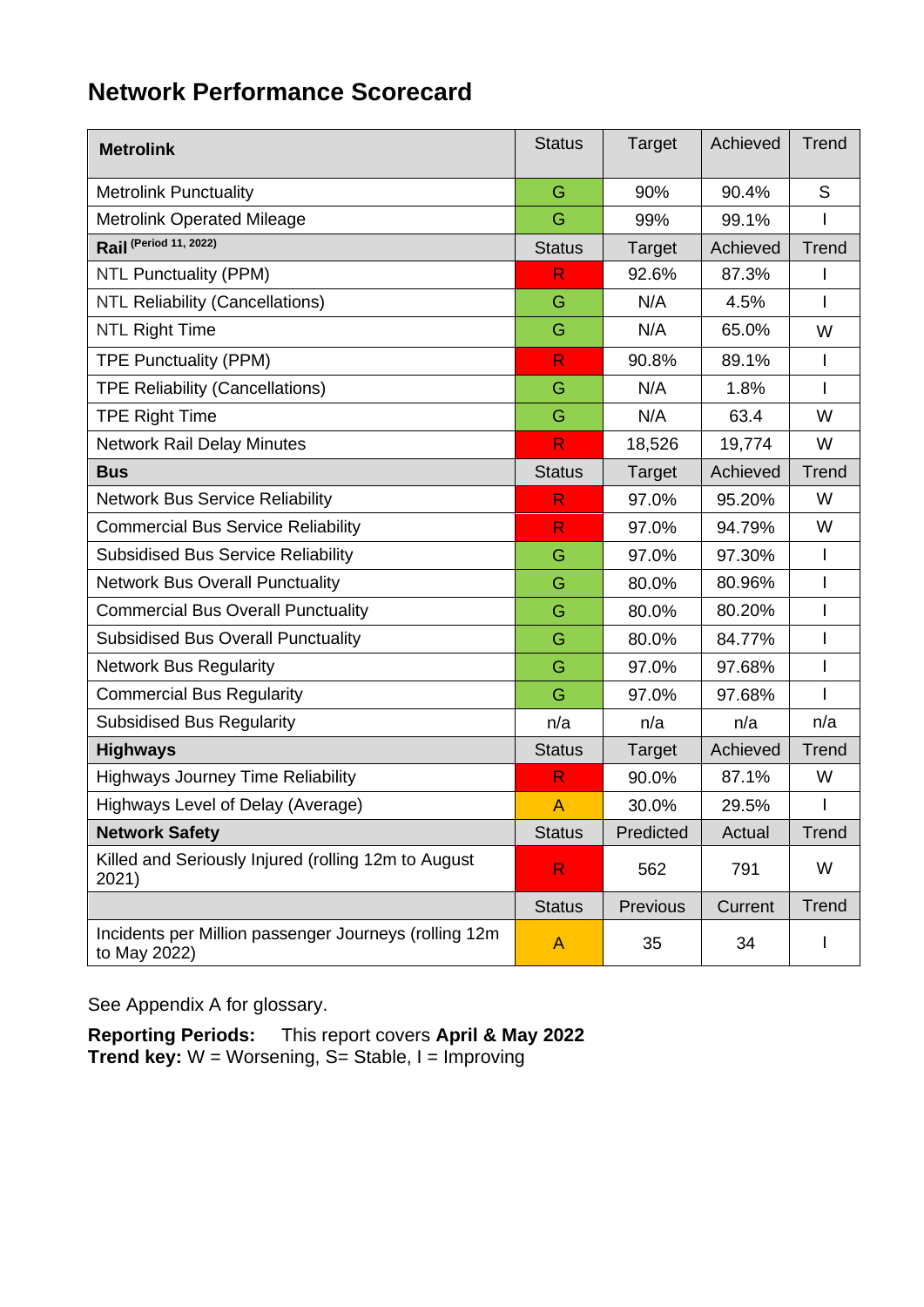# Network Performance Scorecard

| **Metrolink** | Status | Target | Achieved | Trend |
|---|---|---|---|---|
| Metrolink Punctuality | G | 90% | 90.4% | S |
| Metrolink Operated Mileage | G | 99% | 99.1% | I |
| **Rail** (Period 11, 2022) | Status | Target | Achieved | Trend |
| NTL Punctuality (PPM) | R | 92.6% | 87.3% | I |
| NTL Reliability (Cancellations) | G | N/A | 4.5% | I |
| NTL Right Time | G | N/A | 65.0% | W |
| TPE Punctuality (PPM) | R | 90.8% | 89.1% | I |
| TPE Reliability (Cancellations) | G | N/A | 1.8% | I |
| TPE Right Time | G | N/A | 63.4 | W |
| Network Rail Delay Minutes | R | 18,526 | 19,774 | W |
| **Bus** | Status | Target | Achieved | Trend |
| Network Bus Service Reliability | R | 97.0% | 95.20% | W |
| Commercial Bus Service Reliability | R | 97.0% | 94.79% | W |
| Subsidised Bus Service Reliability | G | 97.0% | 97.30% | I |
| Network Bus Overall Punctuality | G | 80.0% | 80.96% | I |
| Commercial Bus Overall Punctuality | G | 80.0% | 80.20% | I |
| Subsidised Bus Overall Punctuality | G | 80.0% | 84.77% | I |
| Network Bus Regularity | G | 97.0% | 97.68% | I |
| Commercial Bus Regularity | G | 97.0% | 97.68% | I |
| Subsidised Bus Regularity | n/a | n/a | n/a | n/a |
| **Highways** | Status | Target | Achieved | Trend |
| Highways Journey Time Reliability | R | 90.0% | 87.1% | W |
| Highways Level of Delay (Average) | A | 30.0% | 29.5% | I |
| **Network Safety** | Status | Predicted | Actual | Trend |
| Killed and Seriously Injured (rolling 12m to August 2021) | R | 562 | 791 | W |
| | Status | Previous | Current | Trend |
| Incidents per Million passenger Journeys (rolling 12m to May 2022) | A | 35 | 34 | I |

See Appendix A for glossary.

**Reporting Periods:** This report covers **April & May 2022**
**Trend key:** W = Worsening, S= Stable, I = Improving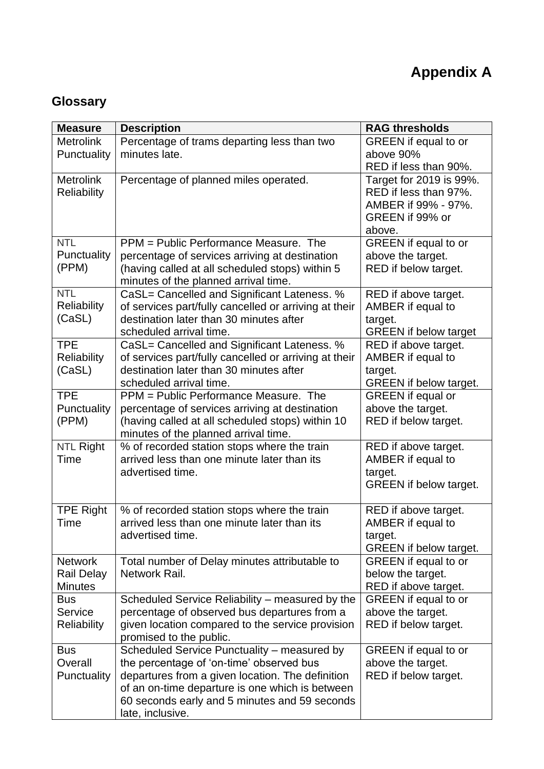# Appendix A

## Glossary

| Measure | Description | RAG thresholds |
|---|---|---|
| Metrolink Punctuality | Percentage of trams departing less than two minutes late. | GREEN if equal to or above 90%<br>RED if less than 90%. |
| Metrolink Reliability | Percentage of planned miles operated. | Target for 2019 is 99%.<br>RED if less than 97%.<br>AMBER if 99% - 97%.<br>GREEN if 99% or above. |
| NTL Punctuality (PPM) | PPM = Public Performance Measure. The percentage of services arriving at destination (having called at all scheduled stops) within 5 minutes of the planned arrival time. | GREEN if equal to or above the target.<br>RED if below target. |
| NTL Reliability (CaSL) | CaSL= Cancelled and Significant Lateness. % of services part/fully cancelled or arriving at their destination later than 30 minutes after scheduled arrival time. | RED if above target.<br>AMBER if equal to target.<br>GREEN if below target |
| TPE Reliability (CaSL) | CaSL= Cancelled and Significant Lateness. % of services part/fully cancelled or arriving at their destination later than 30 minutes after scheduled arrival time. | RED if above target.<br>AMBER if equal to target.<br>GREEN if below target. |
| TPE Punctuality (PPM) | PPM = Public Performance Measure. The percentage of services arriving at destination (having called at all scheduled stops) within 10 minutes of the planned arrival time. | GREEN if equal or above the target.<br>RED if below target. |
| NTL Right Time | % of recorded station stops where the train arrived less than one minute later than its advertised time. | RED if above target.<br>AMBER if equal to target.<br>GREEN if below target. |
| TPE Right Time | % of recorded station stops where the train arrived less than one minute later than its advertised time. | RED if above target.<br>AMBER if equal to target.<br>GREEN if below target. |
| Network Rail Delay Minutes | Total number of Delay minutes attributable to Network Rail. | GREEN if equal to or below the target.<br>RED if above target. |
| Bus Service Reliability | Scheduled Service Reliability – measured by the percentage of observed bus departures from a given location compared to the service provision promised to the public. | GREEN if equal to or above the target.<br>RED if below target. |
| Bus Overall Punctuality | Scheduled Service Punctuality – measured by the percentage of 'on-time' observed bus departures from a given location. The definition of an on-time departure is one which is between 60 seconds early and 5 minutes and 59 seconds late, inclusive. | GREEN if equal to or above the target.<br>RED if below target. |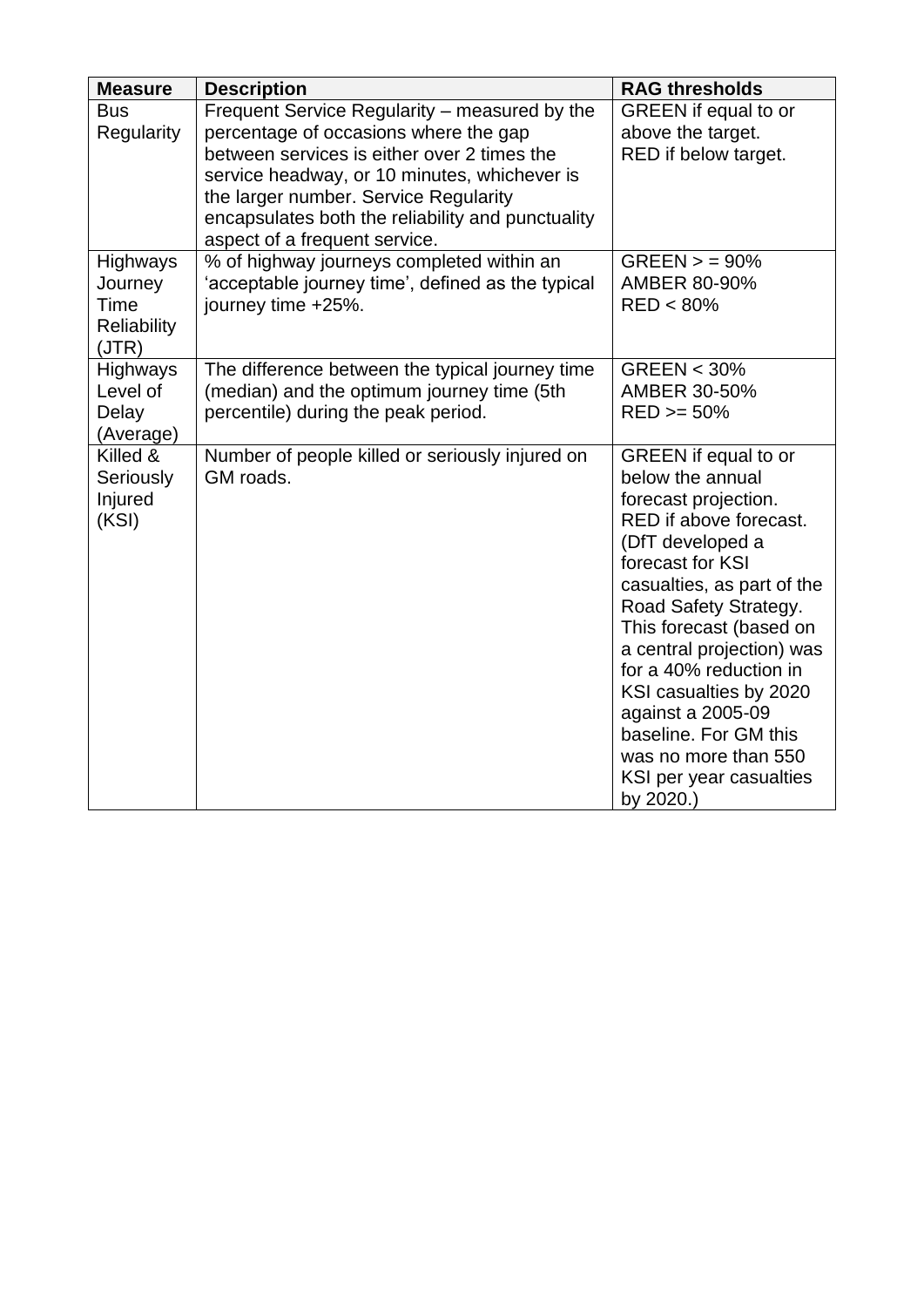| Measure | Description | RAG thresholds |
|---|---|---|
| Bus Regularity | Frequent Service Regularity – measured by the percentage of occasions where the gap between services is either over 2 times the service headway, or 10 minutes, whichever is the larger number. Service Regularity encapsulates both the reliability and punctuality aspect of a frequent service. | GREEN if equal to or above the target. RED if below target. |
| Highways Journey Time Reliability (JTR) | % of highway journeys completed within an 'acceptable journey time', defined as the typical journey time +25%. | GREEN > = 90% AMBER 80-90% RED < 80% |
| Highways Level of Delay (Average) | The difference between the typical journey time (median) and the optimum journey time (5th percentile) during the peak period. | GREEN < 30% AMBER 30-50% RED >= 50% |
| Killed & Seriously Injured (KSI) | Number of people killed or seriously injured on GM roads. | GREEN if equal to or below the annual forecast projection. RED if above forecast. (DfT developed a forecast for KSI casualties, as part of the Road Safety Strategy. This forecast (based on a central projection) was for a 40% reduction in KSI casualties by 2020 against a 2005-09 baseline. For GM this was no more than 550 KSI per year casualties by 2020.) |